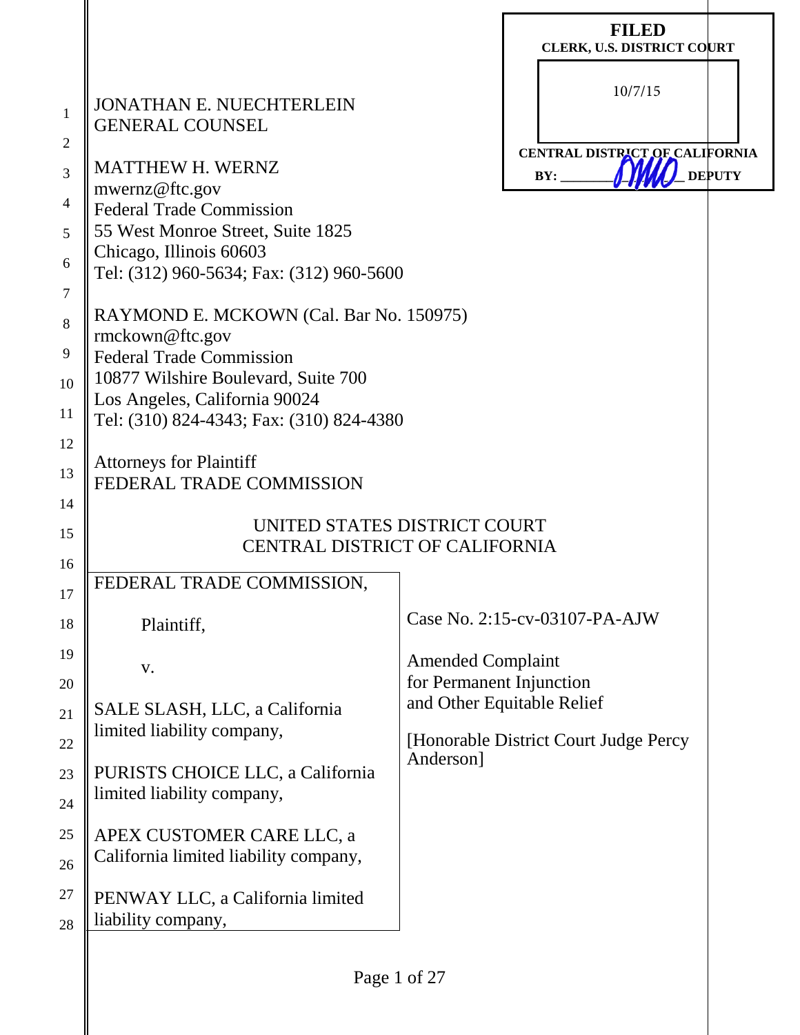FILED
CLERK, U.S. DISTRICT COURT

10/7/15

CENTRAL DISTRICT OF CALIFORNIA
BY: DMO DEPUTY

JONATHAN E. NUECHTERLEIN
GENERAL COUNSEL

MATTHEW H. WERNZ
mwernz@ftc.gov
Federal Trade Commission
55 West Monroe Street, Suite 1825
Chicago, Illinois 60603
Tel: (312) 960-5634; Fax: (312) 960-5600

RAYMOND E. MCKOWN (Cal. Bar No. 150975)
rmckown@ftc.gov
Federal Trade Commission
10877 Wilshire Boulevard, Suite 700
Los Angeles, California 90024
Tel: (310) 824-4343; Fax: (310) 824-4380

Attorneys for Plaintiff
FEDERAL TRADE COMMISSION

UNITED STATES DISTRICT COURT
CENTRAL DISTRICT OF CALIFORNIA

FEDERAL TRADE COMMISSION,

Plaintiff,

v.

SALE SLASH, LLC, a California limited liability company,

PURISTS CHOICE LLC, a California limited liability company,

APEX CUSTOMER CARE LLC, a California limited liability company,

PENWAY LLC, a California limited liability company,

Case No. 2:15-cv-03107-PA-AJW

Amended Complaint
for Permanent Injunction
and Other Equitable Relief

[Honorable District Court Judge Percy Anderson]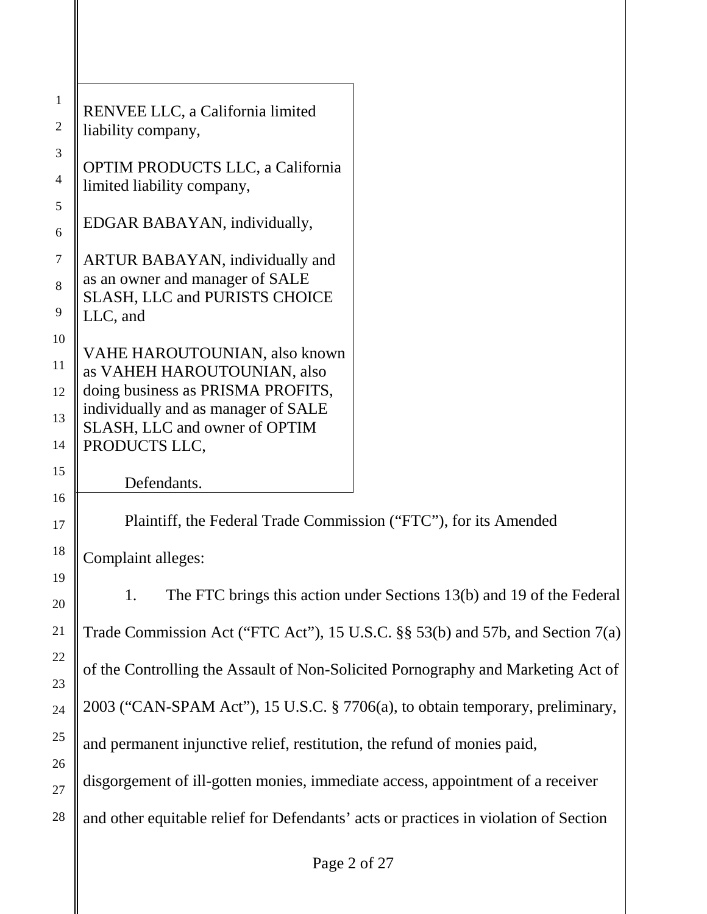RENVEE LLC, a California limited liability company,

OPTIM PRODUCTS LLC, a California limited liability company,

EDGAR BABAYAN, individually,

ARTUR BABAYAN, individually and as an owner and manager of SALE SLASH, LLC and PURISTS CHOICE LLC, and

VAHE HAROUTOUNIAN, also known as VAHEH HAROUTOUNIAN, also doing business as PRISMA PROFITS, individually and as manager of SALE SLASH, LLC and owner of OPTIM PRODUCTS LLC,

Defendants.

Plaintiff, the Federal Trade Commission ("FTC"), for its Amended Complaint alleges:

1. The FTC brings this action under Sections 13(b) and 19 of the Federal Trade Commission Act ("FTC Act"), 15 U.S.C. §§ 53(b) and 57b, and Section 7(a) of the Controlling the Assault of Non-Solicited Pornography and Marketing Act of 2003 ("CAN-SPAM Act"), 15 U.S.C. § 7706(a), to obtain temporary, preliminary, and permanent injunctive relief, restitution, the refund of monies paid, disgorgement of ill-gotten monies, immediate access, appointment of a receiver and other equitable relief for Defendants' acts or practices in violation of Section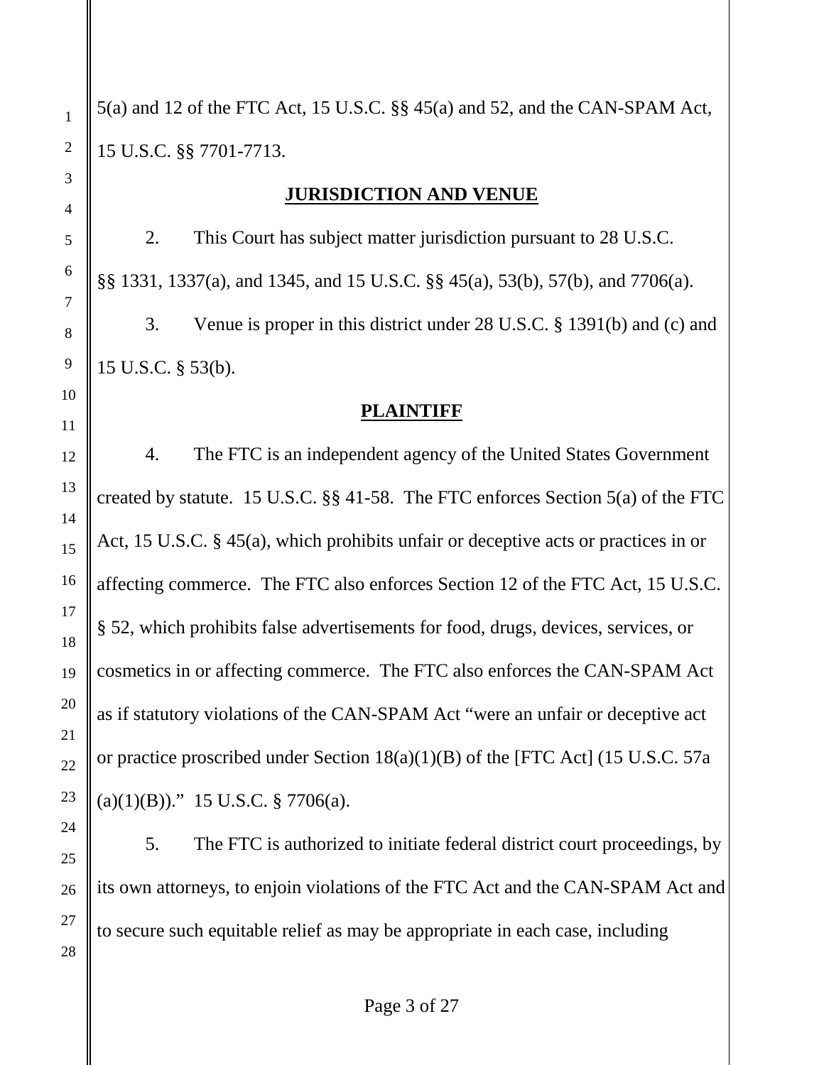5(a) and 12 of the FTC Act, 15 U.S.C. §§ 45(a) and 52, and the CAN-SPAM Act, 15 U.S.C. §§ 7701-7713.

## JURISDICTION AND VENUE

2. This Court has subject matter jurisdiction pursuant to 28 U.S.C. §§ 1331, 1337(a), and 1345, and 15 U.S.C. §§ 45(a), 53(b), 57(b), and 7706(a).

3. Venue is proper in this district under 28 U.S.C. § 1391(b) and (c) and 15 U.S.C. § 53(b).

## PLAINTIFF

4. The FTC is an independent agency of the United States Government created by statute. 15 U.S.C. §§ 41-58. The FTC enforces Section 5(a) of the FTC Act, 15 U.S.C. § 45(a), which prohibits unfair or deceptive acts or practices in or affecting commerce. The FTC also enforces Section 12 of the FTC Act, 15 U.S.C. § 52, which prohibits false advertisements for food, drugs, devices, services, or cosmetics in or affecting commerce. The FTC also enforces the CAN-SPAM Act as if statutory violations of the CAN-SPAM Act "were an unfair or deceptive act or practice proscribed under Section 18(a)(1)(B) of the [FTC Act] (15 U.S.C. 57a (a)(1)(B))." 15 U.S.C. § 7706(a).

5. The FTC is authorized to initiate federal district court proceedings, by its own attorneys, to enjoin violations of the FTC Act and the CAN-SPAM Act and to secure such equitable relief as may be appropriate in each case, including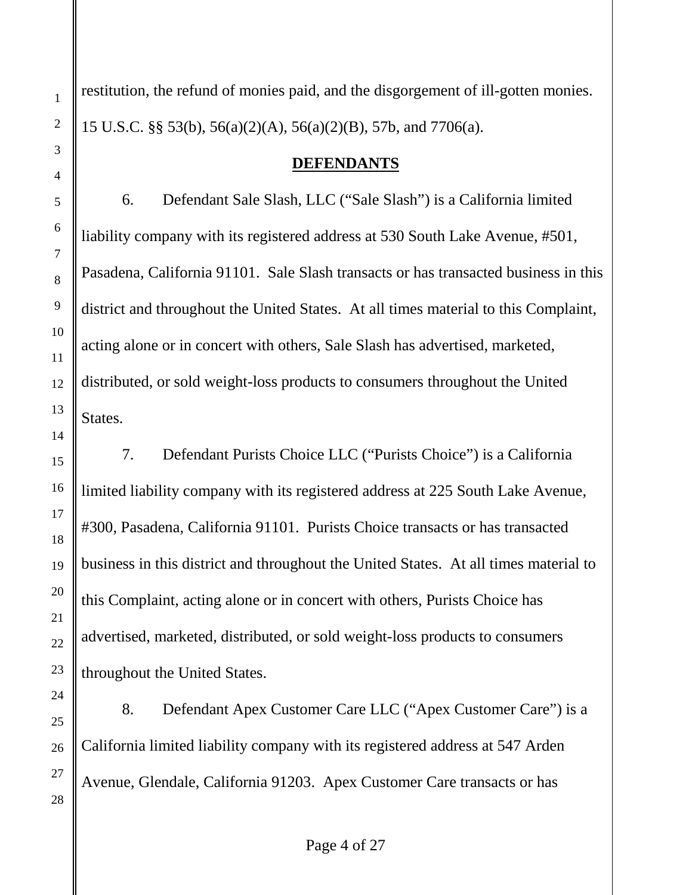restitution, the refund of monies paid, and the disgorgement of ill-gotten monies. 15 U.S.C. §§ 53(b), 56(a)(2)(A), 56(a)(2)(B), 57b, and 7706(a).

## DEFENDANTS

6. Defendant Sale Slash, LLC ("Sale Slash") is a California limited liability company with its registered address at 530 South Lake Avenue, #501, Pasadena, California 91101. Sale Slash transacts or has transacted business in this district and throughout the United States. At all times material to this Complaint, acting alone or in concert with others, Sale Slash has advertised, marketed, distributed, or sold weight-loss products to consumers throughout the United States.

7. Defendant Purists Choice LLC ("Purists Choice") is a California limited liability company with its registered address at 225 South Lake Avenue, #300, Pasadena, California 91101. Purists Choice transacts or has transacted business in this district and throughout the United States. At all times material to this Complaint, acting alone or in concert with others, Purists Choice has advertised, marketed, distributed, or sold weight-loss products to consumers throughout the United States.

8. Defendant Apex Customer Care LLC ("Apex Customer Care") is a California limited liability company with its registered address at 547 Arden Avenue, Glendale, California 91203. Apex Customer Care transacts or has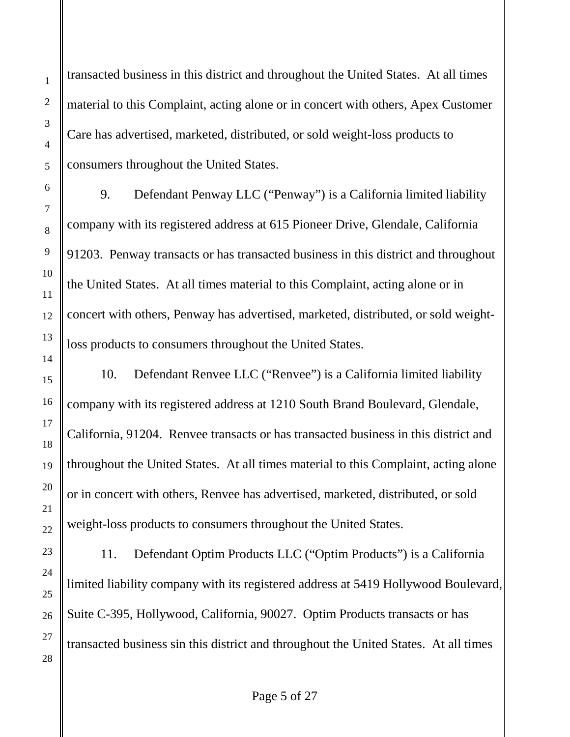transacted business in this district and throughout the United States. At all times material to this Complaint, acting alone or in concert with others, Apex Customer Care has advertised, marketed, distributed, or sold weight-loss products to consumers throughout the United States.

9. Defendant Penway LLC ("Penway") is a California limited liability company with its registered address at 615 Pioneer Drive, Glendale, California 91203. Penway transacts or has transacted business in this district and throughout the United States. At all times material to this Complaint, acting alone or in concert with others, Penway has advertised, marketed, distributed, or sold weight-loss products to consumers throughout the United States.

10. Defendant Renvee LLC ("Renvee") is a California limited liability company with its registered address at 1210 South Brand Boulevard, Glendale, California, 91204. Renvee transacts or has transacted business in this district and throughout the United States. At all times material to this Complaint, acting alone or in concert with others, Renvee has advertised, marketed, distributed, or sold weight-loss products to consumers throughout the United States.

11. Defendant Optim Products LLC ("Optim Products") is a California limited liability company with its registered address at 5419 Hollywood Boulevard, Suite C-395, Hollywood, California, 90027. Optim Products transacts or has transacted business sin this district and throughout the United States. At all times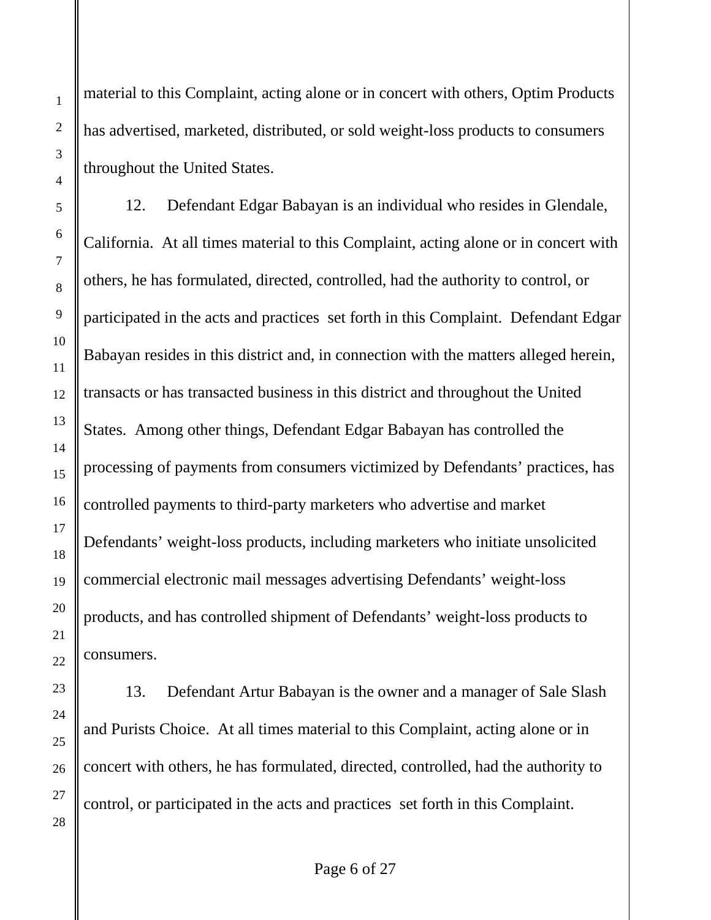material to this Complaint, acting alone or in concert with others, Optim Products has advertised, marketed, distributed, or sold weight-loss products to consumers throughout the United States.

12. Defendant Edgar Babayan is an individual who resides in Glendale, California. At all times material to this Complaint, acting alone or in concert with others, he has formulated, directed, controlled, had the authority to control, or participated in the acts and practices set forth in this Complaint. Defendant Edgar Babayan resides in this district and, in connection with the matters alleged herein, transacts or has transacted business in this district and throughout the United States. Among other things, Defendant Edgar Babayan has controlled the processing of payments from consumers victimized by Defendants' practices, has controlled payments to third-party marketers who advertise and market Defendants' weight-loss products, including marketers who initiate unsolicited commercial electronic mail messages advertising Defendants' weight-loss products, and has controlled shipment of Defendants' weight-loss products to consumers.

13. Defendant Artur Babayan is the owner and a manager of Sale Slash and Purists Choice. At all times material to this Complaint, acting alone or in concert with others, he has formulated, directed, controlled, had the authority to control, or participated in the acts and practices set forth in this Complaint.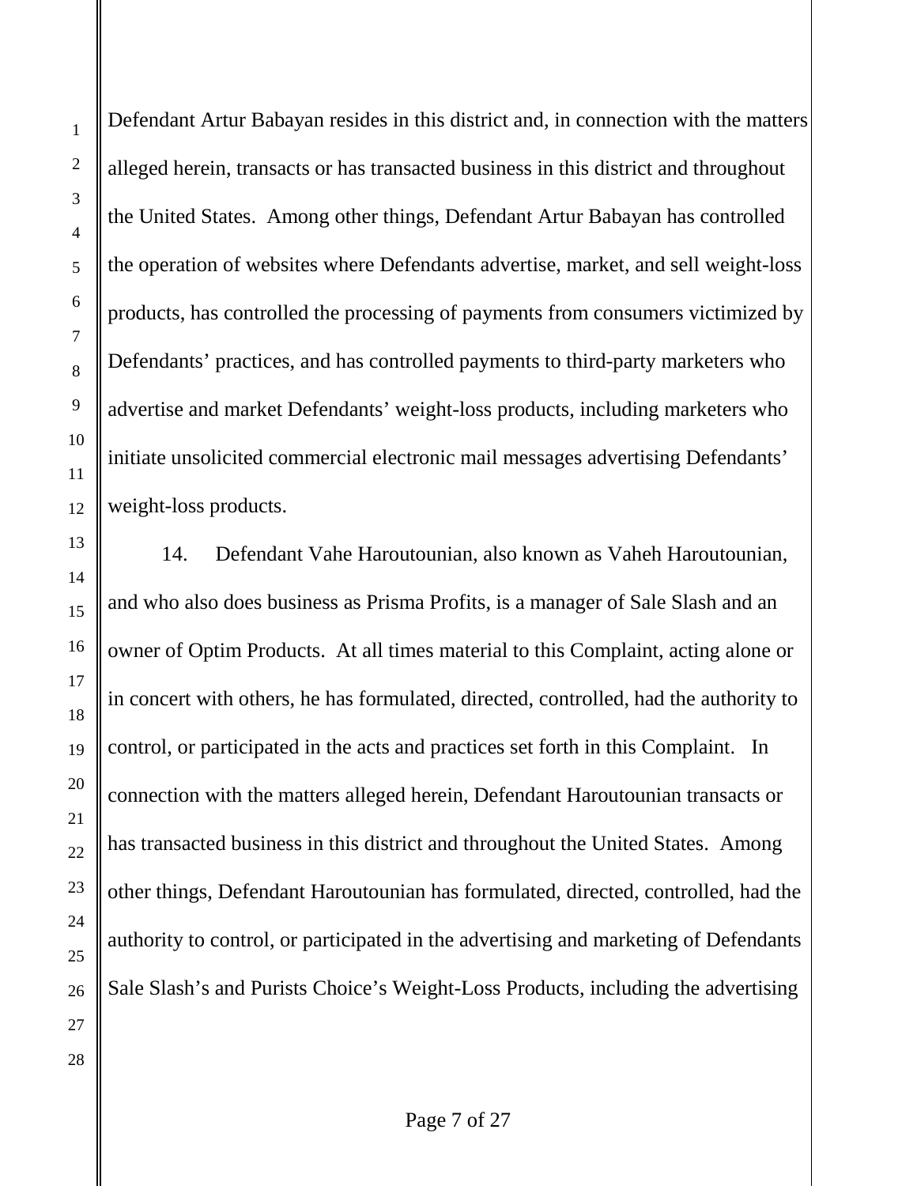Defendant Artur Babayan resides in this district and, in connection with the matters alleged herein, transacts or has transacted business in this district and throughout the United States. Among other things, Defendant Artur Babayan has controlled the operation of websites where Defendants advertise, market, and sell weight-loss products, has controlled the processing of payments from consumers victimized by Defendants' practices, and has controlled payments to third-party marketers who advertise and market Defendants' weight-loss products, including marketers who initiate unsolicited commercial electronic mail messages advertising Defendants' weight-loss products.

14. Defendant Vahe Haroutounian, also known as Vaheh Haroutounian, and who also does business as Prisma Profits, is a manager of Sale Slash and an owner of Optim Products. At all times material to this Complaint, acting alone or in concert with others, he has formulated, directed, controlled, had the authority to control, or participated in the acts and practices set forth in this Complaint. In connection with the matters alleged herein, Defendant Haroutounian transacts or has transacted business in this district and throughout the United States. Among other things, Defendant Haroutounian has formulated, directed, controlled, had the authority to control, or participated in the advertising and marketing of Defendants Sale Slash's and Purists Choice's Weight-Loss Products, including the advertising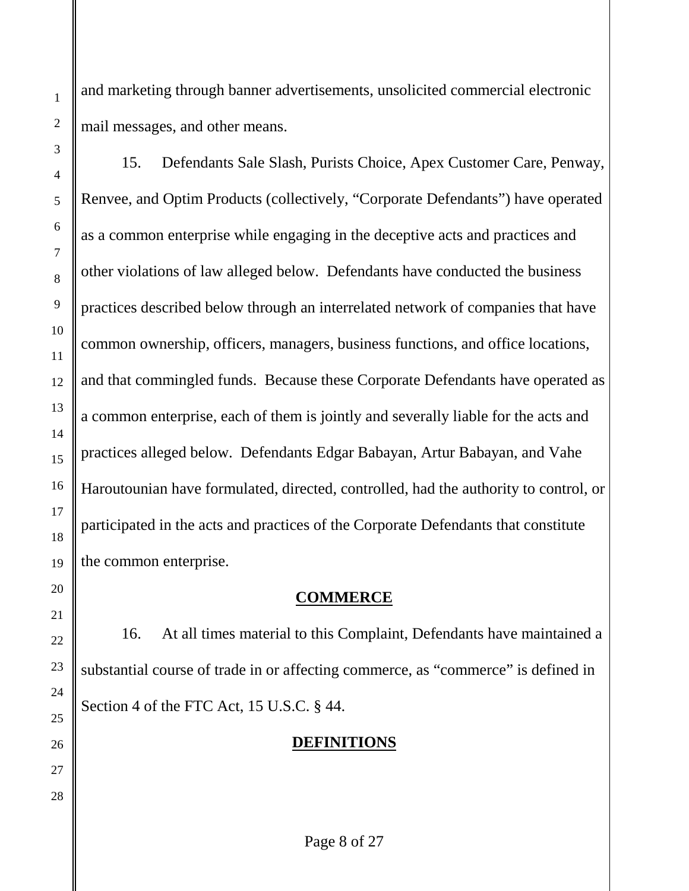and marketing through banner advertisements, unsolicited commercial electronic mail messages, and other means.

15. Defendants Sale Slash, Purists Choice, Apex Customer Care, Penway, Renvee, and Optim Products (collectively, "Corporate Defendants") have operated as a common enterprise while engaging in the deceptive acts and practices and other violations of law alleged below. Defendants have conducted the business practices described below through an interrelated network of companies that have common ownership, officers, managers, business functions, and office locations, and that commingled funds. Because these Corporate Defendants have operated as a common enterprise, each of them is jointly and severally liable for the acts and practices alleged below. Defendants Edgar Babayan, Artur Babayan, and Vahe Haroutounian have formulated, directed, controlled, had the authority to control, or participated in the acts and practices of the Corporate Defendants that constitute the common enterprise.

## COMMERCE

16. At all times material to this Complaint, Defendants have maintained a substantial course of trade in or affecting commerce, as "commerce" is defined in Section 4 of the FTC Act, 15 U.S.C. § 44.

## DEFINITIONS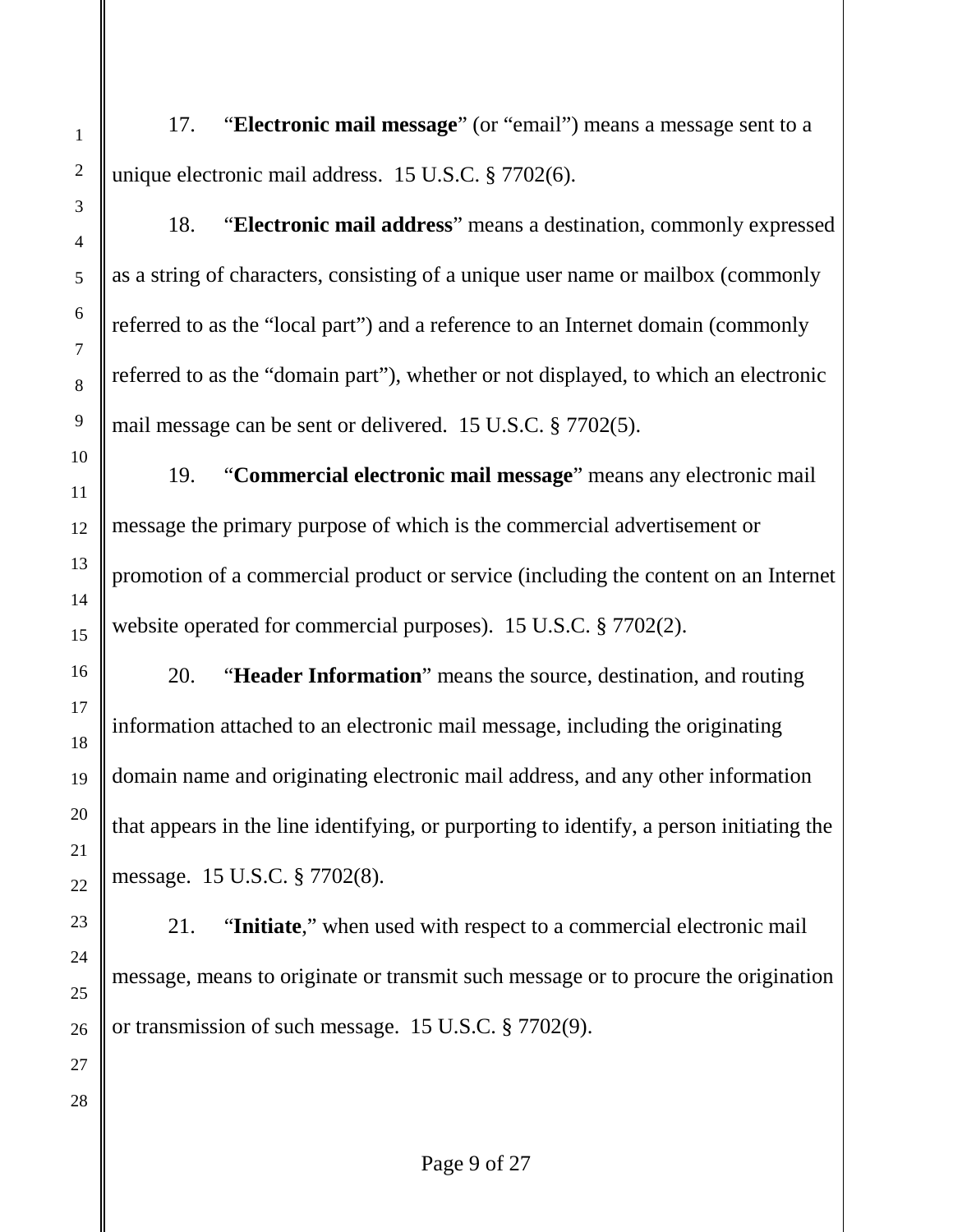17. "**Electronic mail message**" (or "email") means a message sent to a unique electronic mail address. 15 U.S.C. § 7702(6).

18. "**Electronic mail address**" means a destination, commonly expressed as a string of characters, consisting of a unique user name or mailbox (commonly referred to as the "local part") and a reference to an Internet domain (commonly referred to as the "domain part"), whether or not displayed, to which an electronic mail message can be sent or delivered. 15 U.S.C. § 7702(5).

19. "**Commercial electronic mail message**" means any electronic mail message the primary purpose of which is the commercial advertisement or promotion of a commercial product or service (including the content on an Internet website operated for commercial purposes). 15 U.S.C. § 7702(2).

20. "**Header Information**" means the source, destination, and routing information attached to an electronic mail message, including the originating domain name and originating electronic mail address, and any other information that appears in the line identifying, or purporting to identify, a person initiating the message. 15 U.S.C. § 7702(8).

21. "**Initiate**," when used with respect to a commercial electronic mail message, means to originate or transmit such message or to procure the origination or transmission of such message. 15 U.S.C. § 7702(9).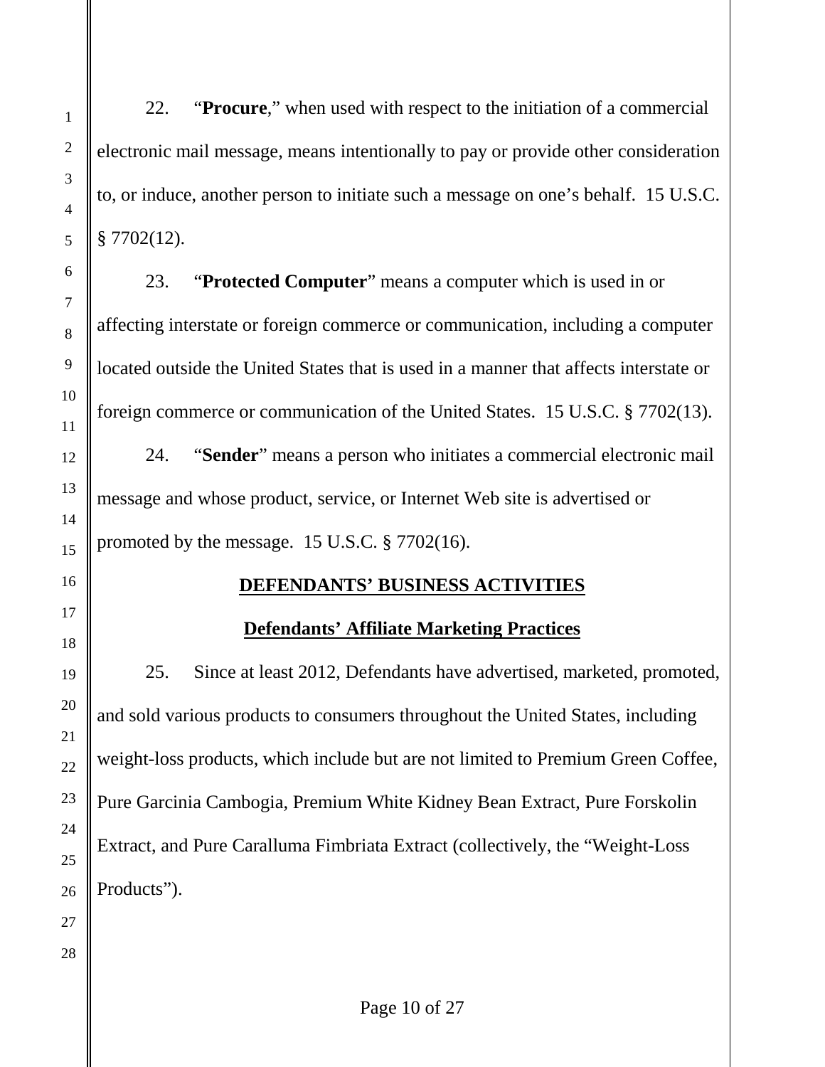22. "**Procure**," when used with respect to the initiation of a commercial electronic mail message, means intentionally to pay or provide other consideration to, or induce, another person to initiate such a message on one's behalf. 15 U.S.C. § 7702(12).

23. "**Protected Computer**" means a computer which is used in or affecting interstate or foreign commerce or communication, including a computer located outside the United States that is used in a manner that affects interstate or foreign commerce or communication of the United States. 15 U.S.C. § 7702(13).

24. "**Sender**" means a person who initiates a commercial electronic mail message and whose product, service, or Internet Web site is advertised or promoted by the message. 15 U.S.C. § 7702(16).

## DEFENDANTS' BUSINESS ACTIVITIES

### Defendants' Affiliate Marketing Practices

25. Since at least 2012, Defendants have advertised, marketed, promoted, and sold various products to consumers throughout the United States, including weight-loss products, which include but are not limited to Premium Green Coffee, Pure Garcinia Cambogia, Premium White Kidney Bean Extract, Pure Forskolin Extract, and Pure Caralluma Fimbriata Extract (collectively, the "Weight-Loss Products").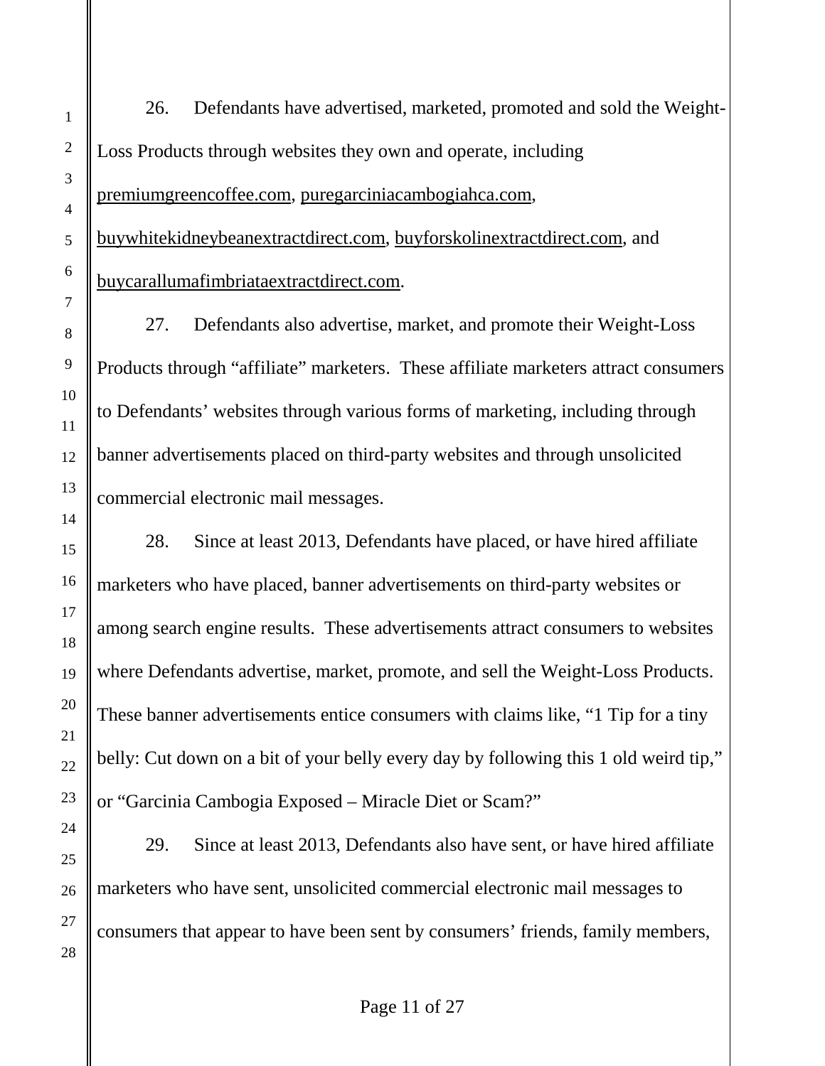26. Defendants have advertised, marketed, promoted and sold the Weight-Loss Products through websites they own and operate, including premiumgreencoffee.com, puregarciniacambogiahca.com, buywhitekidneybeanextractdirect.com, buyforskolinextractdirect.com, and buycarallumafimbriataextractdirect.com.

27. Defendants also advertise, market, and promote their Weight-Loss Products through "affiliate" marketers. These affiliate marketers attract consumers to Defendants' websites through various forms of marketing, including through banner advertisements placed on third-party websites and through unsolicited commercial electronic mail messages.

28. Since at least 2013, Defendants have placed, or have hired affiliate marketers who have placed, banner advertisements on third-party websites or among search engine results. These advertisements attract consumers to websites where Defendants advertise, market, promote, and sell the Weight-Loss Products. These banner advertisements entice consumers with claims like, "1 Tip for a tiny belly: Cut down on a bit of your belly every day by following this 1 old weird tip," or "Garcinia Cambogia Exposed – Miracle Diet or Scam?"

29. Since at least 2013, Defendants also have sent, or have hired affiliate marketers who have sent, unsolicited commercial electronic mail messages to consumers that appear to have been sent by consumers' friends, family members,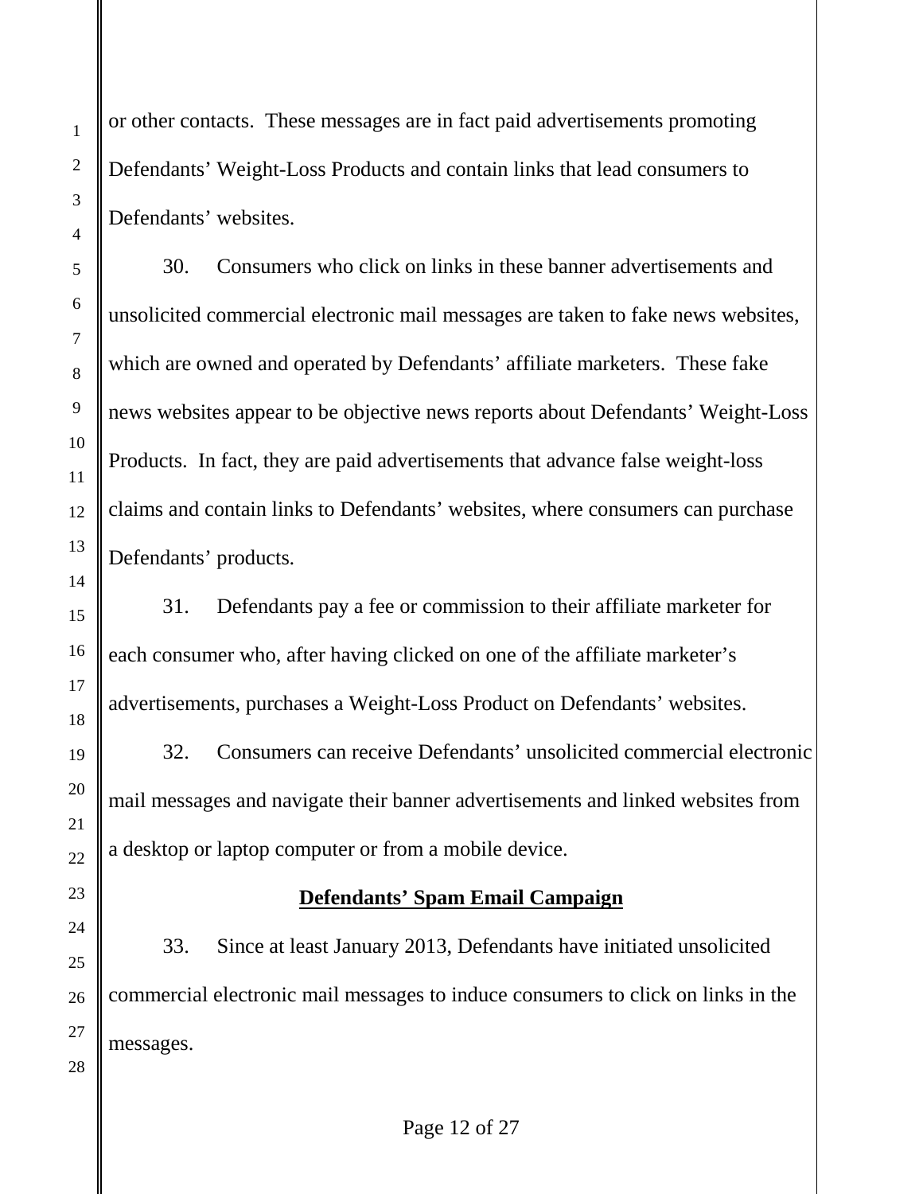or other contacts. These messages are in fact paid advertisements promoting Defendants' Weight-Loss Products and contain links that lead consumers to Defendants' websites.

30. Consumers who click on links in these banner advertisements and unsolicited commercial electronic mail messages are taken to fake news websites, which are owned and operated by Defendants' affiliate marketers. These fake news websites appear to be objective news reports about Defendants' Weight-Loss Products. In fact, they are paid advertisements that advance false weight-loss claims and contain links to Defendants' websites, where consumers can purchase Defendants' products.

31. Defendants pay a fee or commission to their affiliate marketer for each consumer who, after having clicked on one of the affiliate marketer's advertisements, purchases a Weight-Loss Product on Defendants' websites.

32. Consumers can receive Defendants' unsolicited commercial electronic mail messages and navigate their banner advertisements and linked websites from a desktop or laptop computer or from a mobile device.

**Defendants' Spam Email Campaign**

33. Since at least January 2013, Defendants have initiated unsolicited commercial electronic mail messages to induce consumers to click on links in the messages.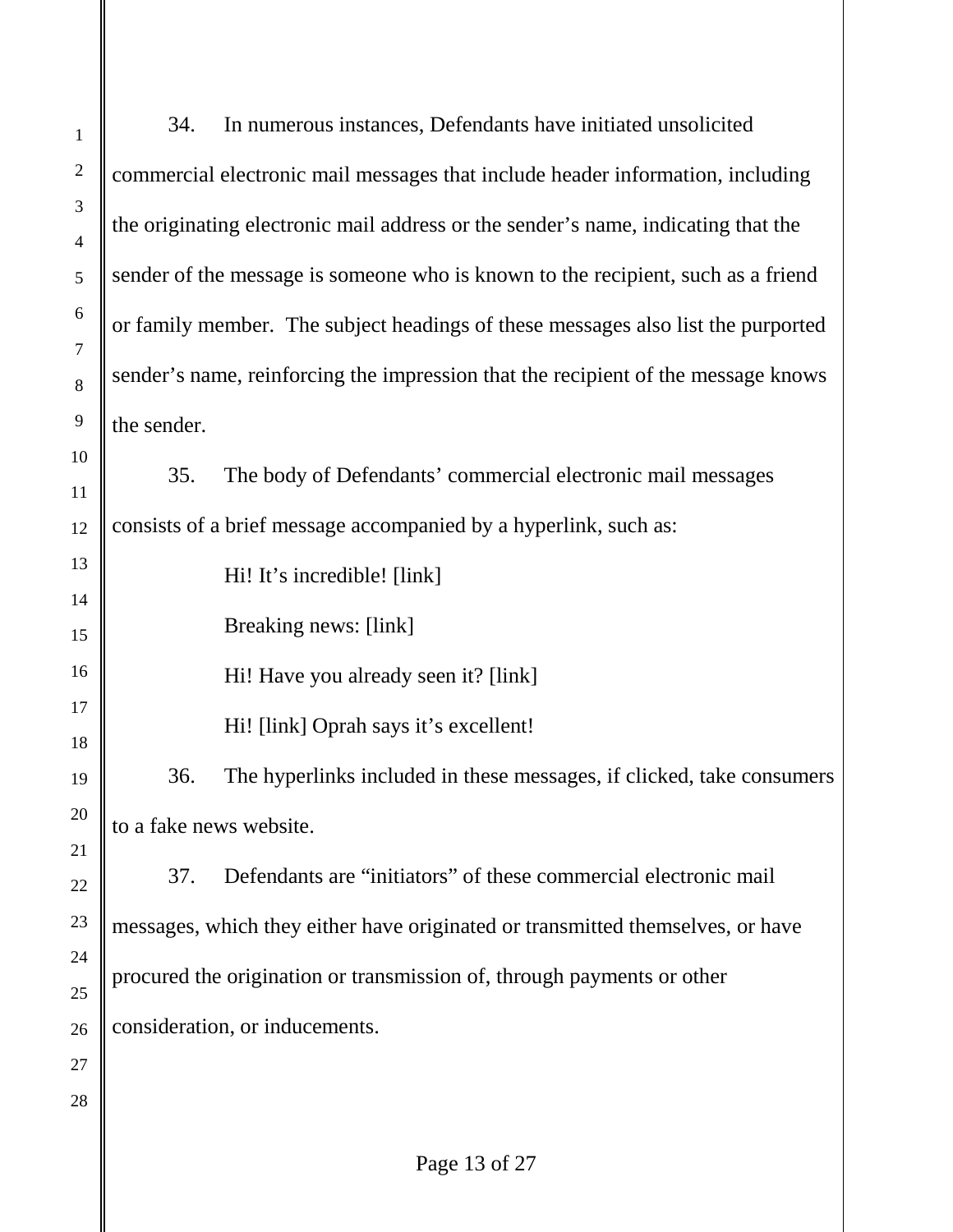34. In numerous instances, Defendants have initiated unsolicited commercial electronic mail messages that include header information, including the originating electronic mail address or the sender's name, indicating that the sender of the message is someone who is known to the recipient, such as a friend or family member. The subject headings of these messages also list the purported sender's name, reinforcing the impression that the recipient of the message knows the sender.

35. The body of Defendants' commercial electronic mail messages consists of a brief message accompanied by a hyperlink, such as:

> Hi! It's incredible! [link]
>
> Breaking news: [link]
>
> Hi! Have you already seen it? [link]
>
> Hi! [link] Oprah says it's excellent!

36. The hyperlinks included in these messages, if clicked, take consumers to a fake news website.

37. Defendants are "initiators" of these commercial electronic mail messages, which they either have originated or transmitted themselves, or have procured the origination or transmission of, through payments or other consideration, or inducements.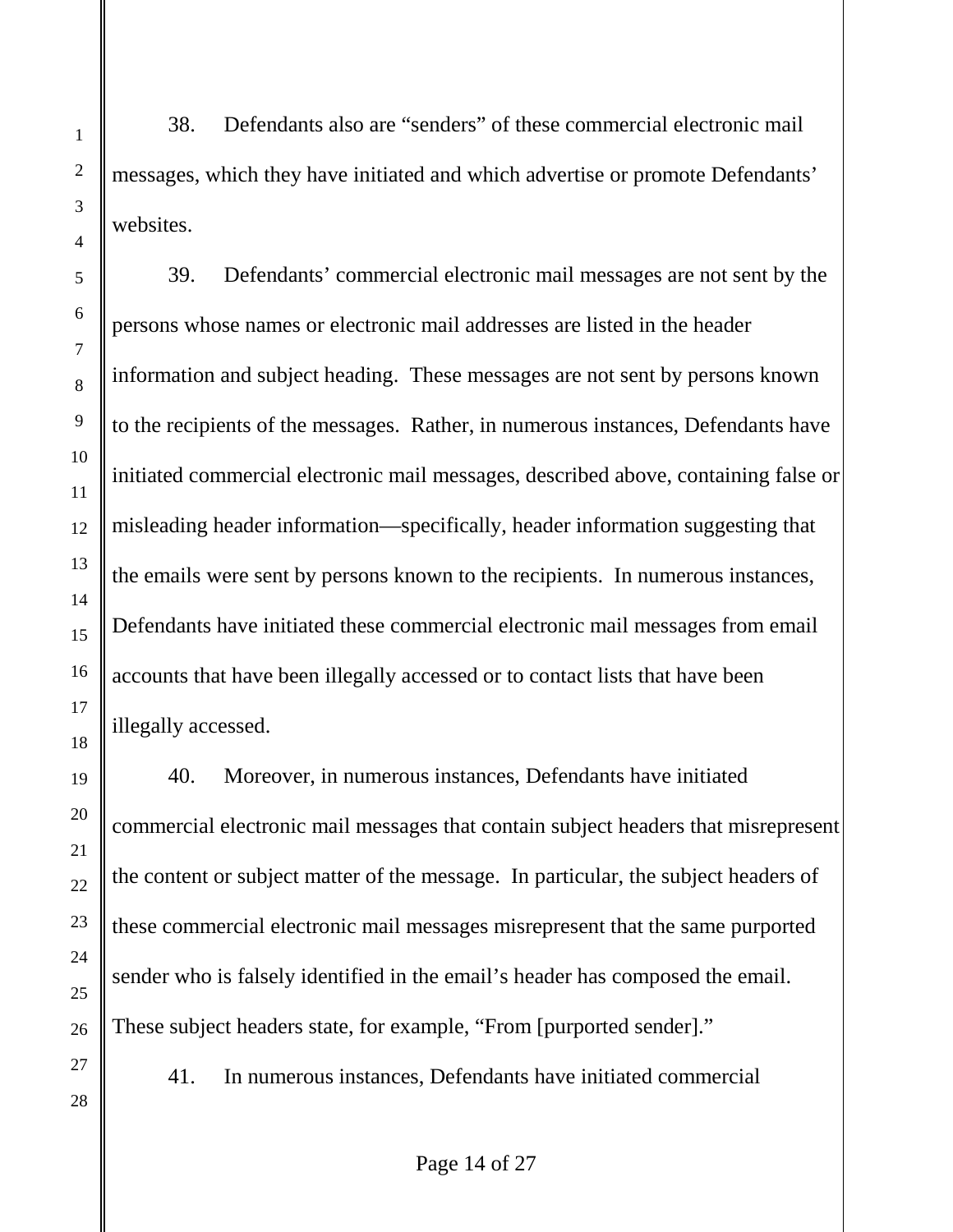38. Defendants also are "senders" of these commercial electronic mail messages, which they have initiated and which advertise or promote Defendants' websites.

39. Defendants' commercial electronic mail messages are not sent by the persons whose names or electronic mail addresses are listed in the header information and subject heading. These messages are not sent by persons known to the recipients of the messages. Rather, in numerous instances, Defendants have initiated commercial electronic mail messages, described above, containing false or misleading header information—specifically, header information suggesting that the emails were sent by persons known to the recipients. In numerous instances, Defendants have initiated these commercial electronic mail messages from email accounts that have been illegally accessed or to contact lists that have been illegally accessed.

40. Moreover, in numerous instances, Defendants have initiated commercial electronic mail messages that contain subject headers that misrepresent the content or subject matter of the message. In particular, the subject headers of these commercial electronic mail messages misrepresent that the same purported sender who is falsely identified in the email's header has composed the email. These subject headers state, for example, "From [purported sender]."

41. In numerous instances, Defendants have initiated commercial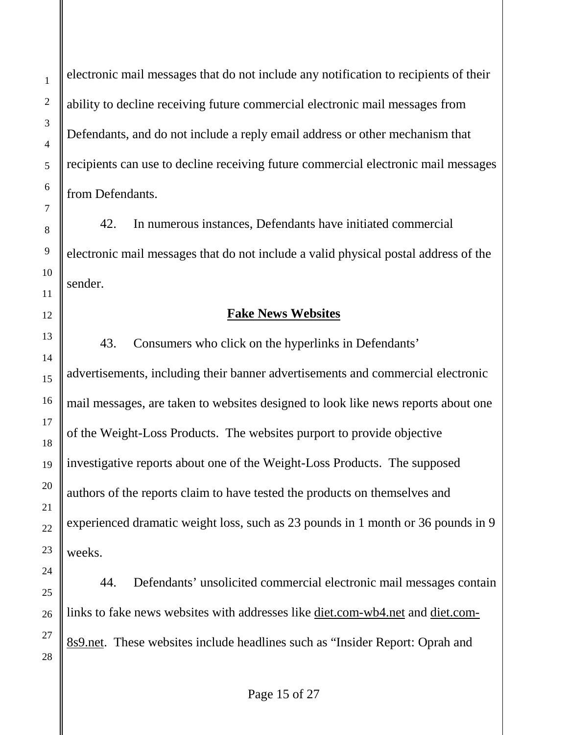electronic mail messages that do not include any notification to recipients of their ability to decline receiving future commercial electronic mail messages from Defendants, and do not include a reply email address or other mechanism that recipients can use to decline receiving future commercial electronic mail messages from Defendants.

42. In numerous instances, Defendants have initiated commercial electronic mail messages that do not include a valid physical postal address of the sender.

**Fake News Websites**

43. Consumers who click on the hyperlinks in Defendants' advertisements, including their banner advertisements and commercial electronic mail messages, are taken to websites designed to look like news reports about one of the Weight-Loss Products. The websites purport to provide objective investigative reports about one of the Weight-Loss Products. The supposed authors of the reports claim to have tested the products on themselves and experienced dramatic weight loss, such as 23 pounds in 1 month or 36 pounds in 9 weeks.

44. Defendants' unsolicited commercial electronic mail messages contain links to fake news websites with addresses like diet.com-wb4.net and diet.com-8s9.net. These websites include headlines such as "Insider Report: Oprah and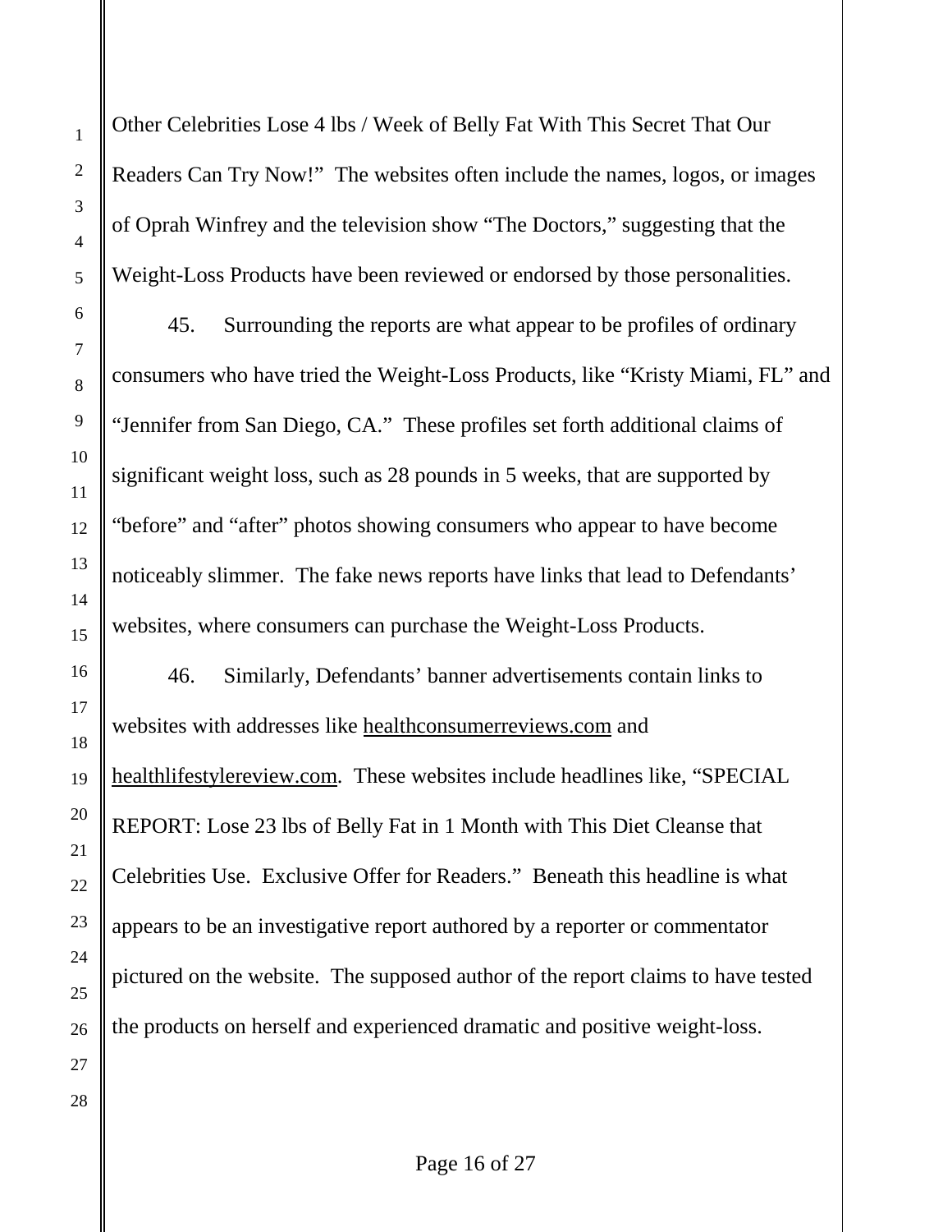Other Celebrities Lose 4 lbs / Week of Belly Fat With This Secret That Our Readers Can Try Now!" The websites often include the names, logos, or images of Oprah Winfrey and the television show "The Doctors," suggesting that the Weight-Loss Products have been reviewed or endorsed by those personalities.

45. Surrounding the reports are what appear to be profiles of ordinary consumers who have tried the Weight-Loss Products, like "Kristy Miami, FL" and "Jennifer from San Diego, CA." These profiles set forth additional claims of significant weight loss, such as 28 pounds in 5 weeks, that are supported by "before" and "after" photos showing consumers who appear to have become noticeably slimmer. The fake news reports have links that lead to Defendants' websites, where consumers can purchase the Weight-Loss Products.

46. Similarly, Defendants' banner advertisements contain links to websites with addresses like healthconsumerreviews.com and healthlifestylereview.com. These websites include headlines like, "SPECIAL REPORT: Lose 23 lbs of Belly Fat in 1 Month with This Diet Cleanse that Celebrities Use. Exclusive Offer for Readers." Beneath this headline is what appears to be an investigative report authored by a reporter or commentator pictured on the website. The supposed author of the report claims to have tested the products on herself and experienced dramatic and positive weight-loss.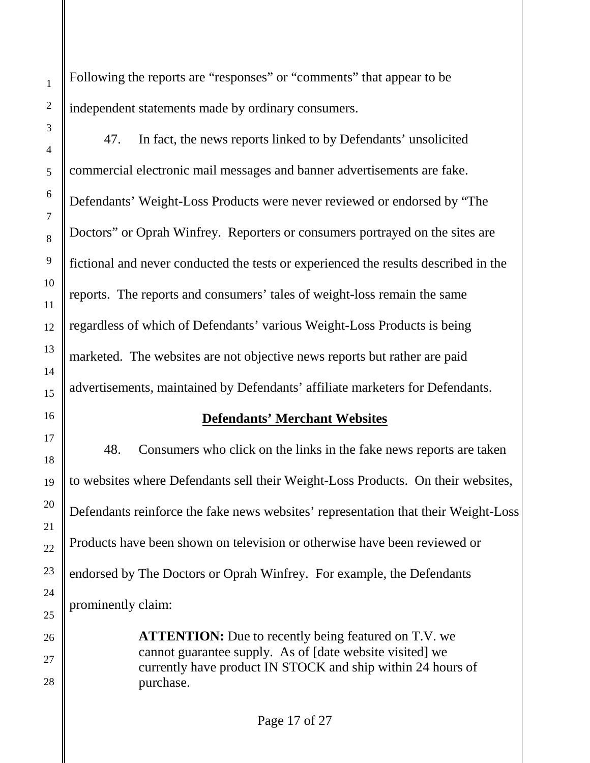Following the reports are "responses" or "comments" that appear to be independent statements made by ordinary consumers.

47. In fact, the news reports linked to by Defendants' unsolicited commercial electronic mail messages and banner advertisements are fake. Defendants' Weight-Loss Products were never reviewed or endorsed by "The Doctors" or Oprah Winfrey. Reporters or consumers portrayed on the sites are fictional and never conducted the tests or experienced the results described in the reports. The reports and consumers' tales of weight-loss remain the same regardless of which of Defendants' various Weight-Loss Products is being marketed. The websites are not objective news reports but rather are paid advertisements, maintained by Defendants' affiliate marketers for Defendants.

**Defendants' Merchant Websites**

48. Consumers who click on the links in the fake news reports are taken to websites where Defendants sell their Weight-Loss Products. On their websites, Defendants reinforce the fake news websites' representation that their Weight-Loss Products have been shown on television or otherwise have been reviewed or endorsed by The Doctors or Oprah Winfrey. For example, the Defendants prominently claim:

> **ATTENTION:** Due to recently being featured on T.V. we cannot guarantee supply. As of [date website visited] we currently have product IN STOCK and ship within 24 hours of purchase.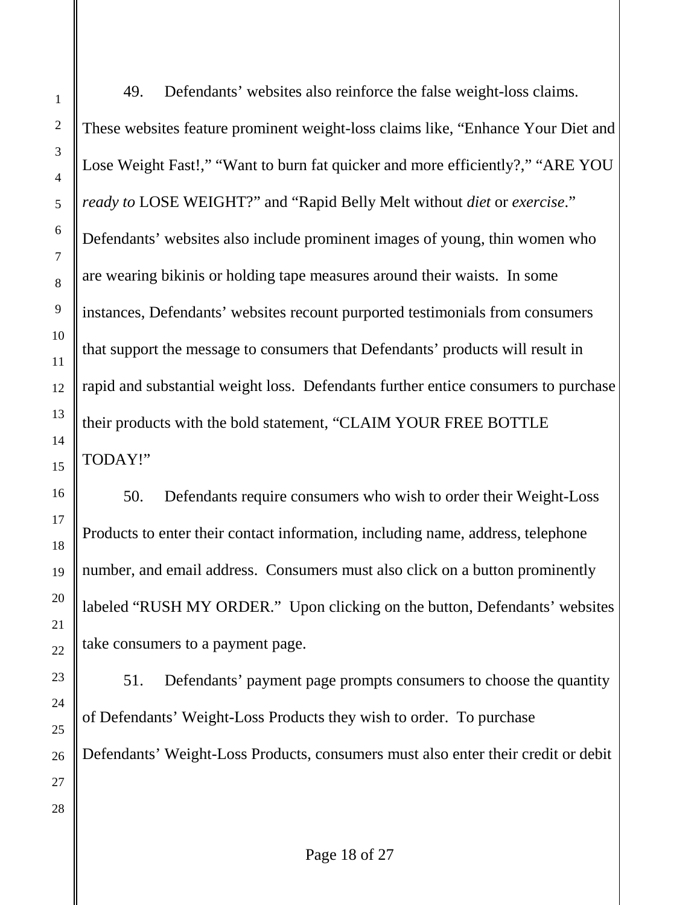49. Defendants' websites also reinforce the false weight-loss claims. These websites feature prominent weight-loss claims like, "Enhance Your Diet and Lose Weight Fast!," "Want to burn fat quicker and more efficiently?," "ARE YOU *ready to* LOSE WEIGHT?" and "Rapid Belly Melt without *diet* or *exercise*." Defendants' websites also include prominent images of young, thin women who are wearing bikinis or holding tape measures around their waists. In some instances, Defendants' websites recount purported testimonials from consumers that support the message to consumers that Defendants' products will result in rapid and substantial weight loss. Defendants further entice consumers to purchase their products with the bold statement, "CLAIM YOUR FREE BOTTLE TODAY!"

50. Defendants require consumers who wish to order their Weight-Loss Products to enter their contact information, including name, address, telephone number, and email address. Consumers must also click on a button prominently labeled "RUSH MY ORDER." Upon clicking on the button, Defendants' websites take consumers to a payment page.

51. Defendants' payment page prompts consumers to choose the quantity of Defendants' Weight-Loss Products they wish to order. To purchase Defendants' Weight-Loss Products, consumers must also enter their credit or debit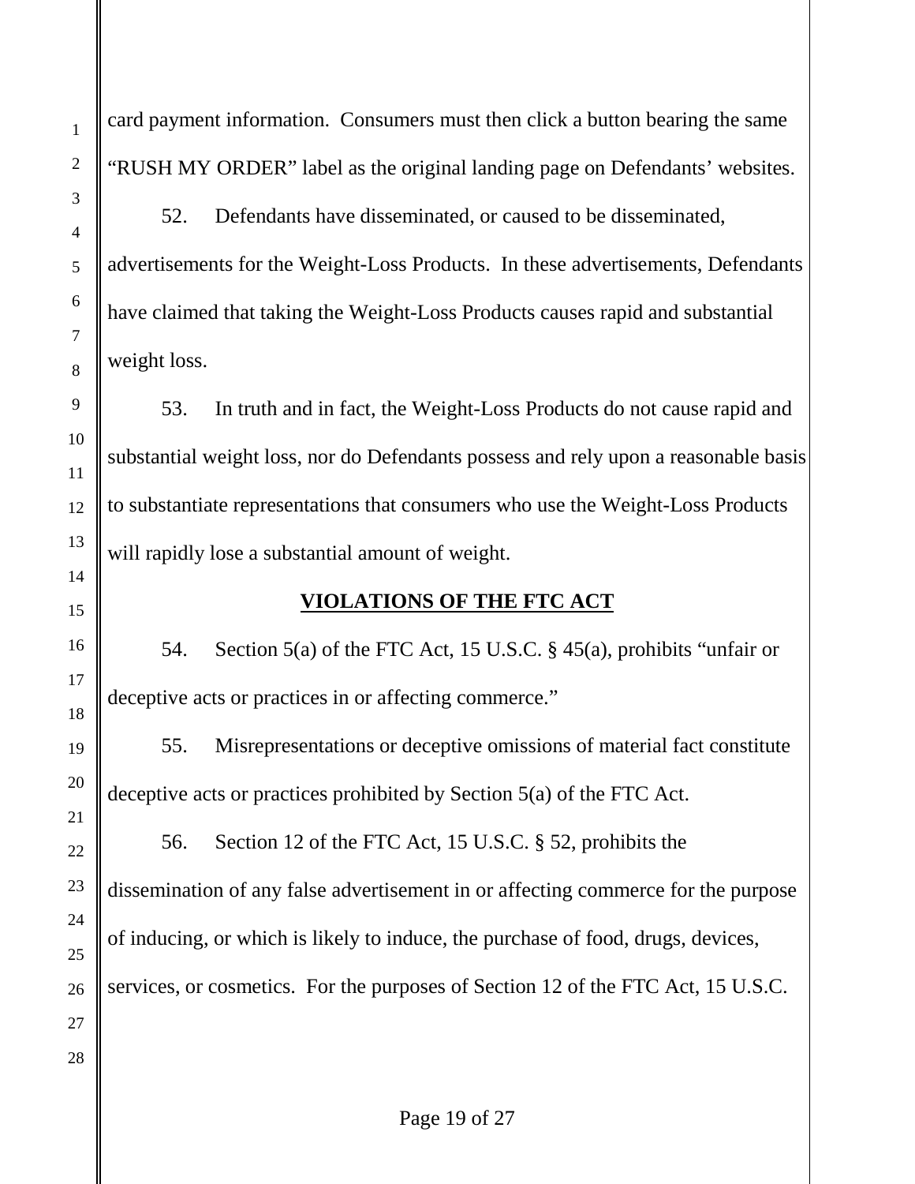card payment information. Consumers must then click a button bearing the same "RUSH MY ORDER" label as the original landing page on Defendants' websites.

52. Defendants have disseminated, or caused to be disseminated, advertisements for the Weight-Loss Products. In these advertisements, Defendants have claimed that taking the Weight-Loss Products causes rapid and substantial weight loss.

53. In truth and in fact, the Weight-Loss Products do not cause rapid and substantial weight loss, nor do Defendants possess and rely upon a reasonable basis to substantiate representations that consumers who use the Weight-Loss Products will rapidly lose a substantial amount of weight.

## VIOLATIONS OF THE FTC ACT

54. Section 5(a) of the FTC Act, 15 U.S.C. § 45(a), prohibits "unfair or deceptive acts or practices in or affecting commerce."

55. Misrepresentations or deceptive omissions of material fact constitute deceptive acts or practices prohibited by Section 5(a) of the FTC Act.

56. Section 12 of the FTC Act, 15 U.S.C. § 52, prohibits the dissemination of any false advertisement in or affecting commerce for the purpose of inducing, or which is likely to induce, the purchase of food, drugs, devices, services, or cosmetics. For the purposes of Section 12 of the FTC Act, 15 U.S.C.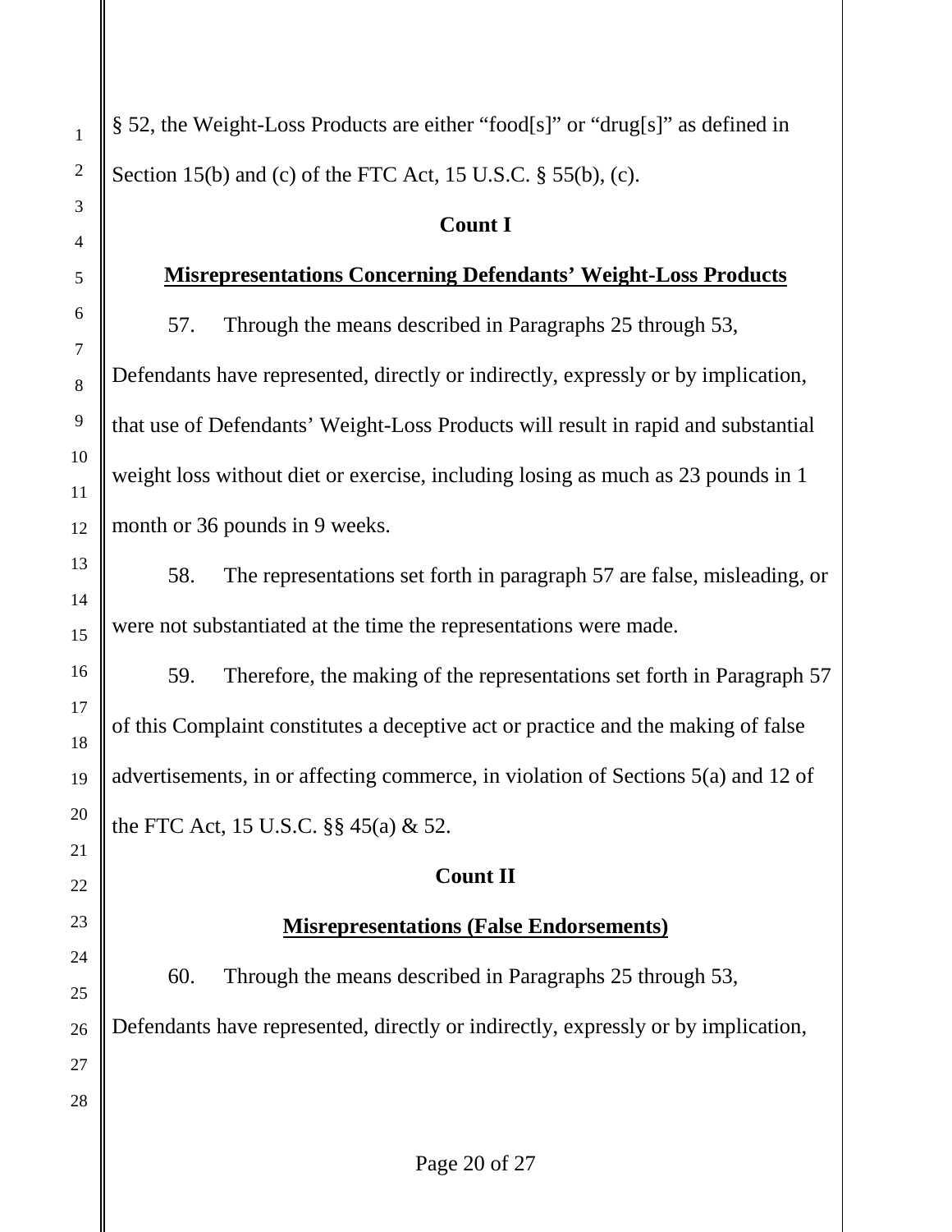§ 52, the Weight-Loss Products are either "food[s]" or "drug[s]" as defined in Section 15(b) and (c) of the FTC Act, 15 U.S.C. § 55(b), (c).

**Count I**

**Misrepresentations Concerning Defendants' Weight-Loss Products**

57. Through the means described in Paragraphs 25 through 53, Defendants have represented, directly or indirectly, expressly or by implication, that use of Defendants' Weight-Loss Products will result in rapid and substantial weight loss without diet or exercise, including losing as much as 23 pounds in 1 month or 36 pounds in 9 weeks.

58. The representations set forth in paragraph 57 are false, misleading, or were not substantiated at the time the representations were made.

59. Therefore, the making of the representations set forth in Paragraph 57 of this Complaint constitutes a deceptive act or practice and the making of false advertisements, in or affecting commerce, in violation of Sections 5(a) and 12 of the FTC Act, 15 U.S.C. §§ 45(a) & 52.

**Count II**

**Misrepresentations (False Endorsements)**

60. Through the means described in Paragraphs 25 through 53, Defendants have represented, directly or indirectly, expressly or by implication,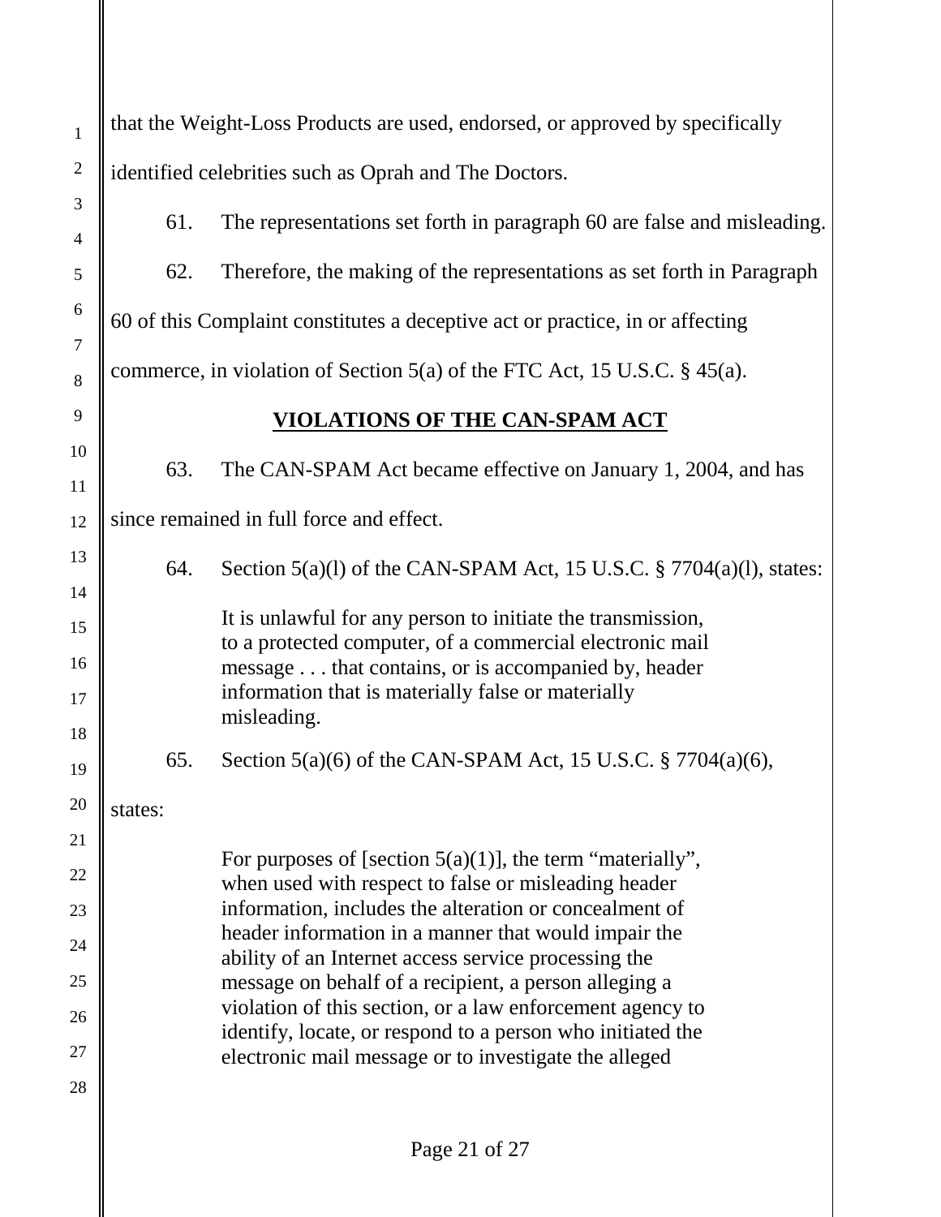that the Weight-Loss Products are used, endorsed, or approved by specifically identified celebrities such as Oprah and The Doctors.

61. The representations set forth in paragraph 60 are false and misleading.

62. Therefore, the making of the representations as set forth in Paragraph 60 of this Complaint constitutes a deceptive act or practice, in or affecting commerce, in violation of Section 5(a) of the FTC Act, 15 U.S.C. § 45(a).

## VIOLATIONS OF THE CAN-SPAM ACT

63. The CAN-SPAM Act became effective on January 1, 2004, and has since remained in full force and effect.

64. Section 5(a)(l) of the CAN-SPAM Act, 15 U.S.C. § 7704(a)(l), states:

> It is unlawful for any person to initiate the transmission, to a protected computer, of a commercial electronic mail message . . . that contains, or is accompanied by, header information that is materially false or materially misleading.

65. Section 5(a)(6) of the CAN-SPAM Act, 15 U.S.C. § 7704(a)(6), states:

> For purposes of [section 5(a)(1)], the term "materially", when used with respect to false or misleading header information, includes the alteration or concealment of header information in a manner that would impair the ability of an Internet access service processing the message on behalf of a recipient, a person alleging a violation of this section, or a law enforcement agency to identify, locate, or respond to a person who initiated the electronic mail message or to investigate the alleged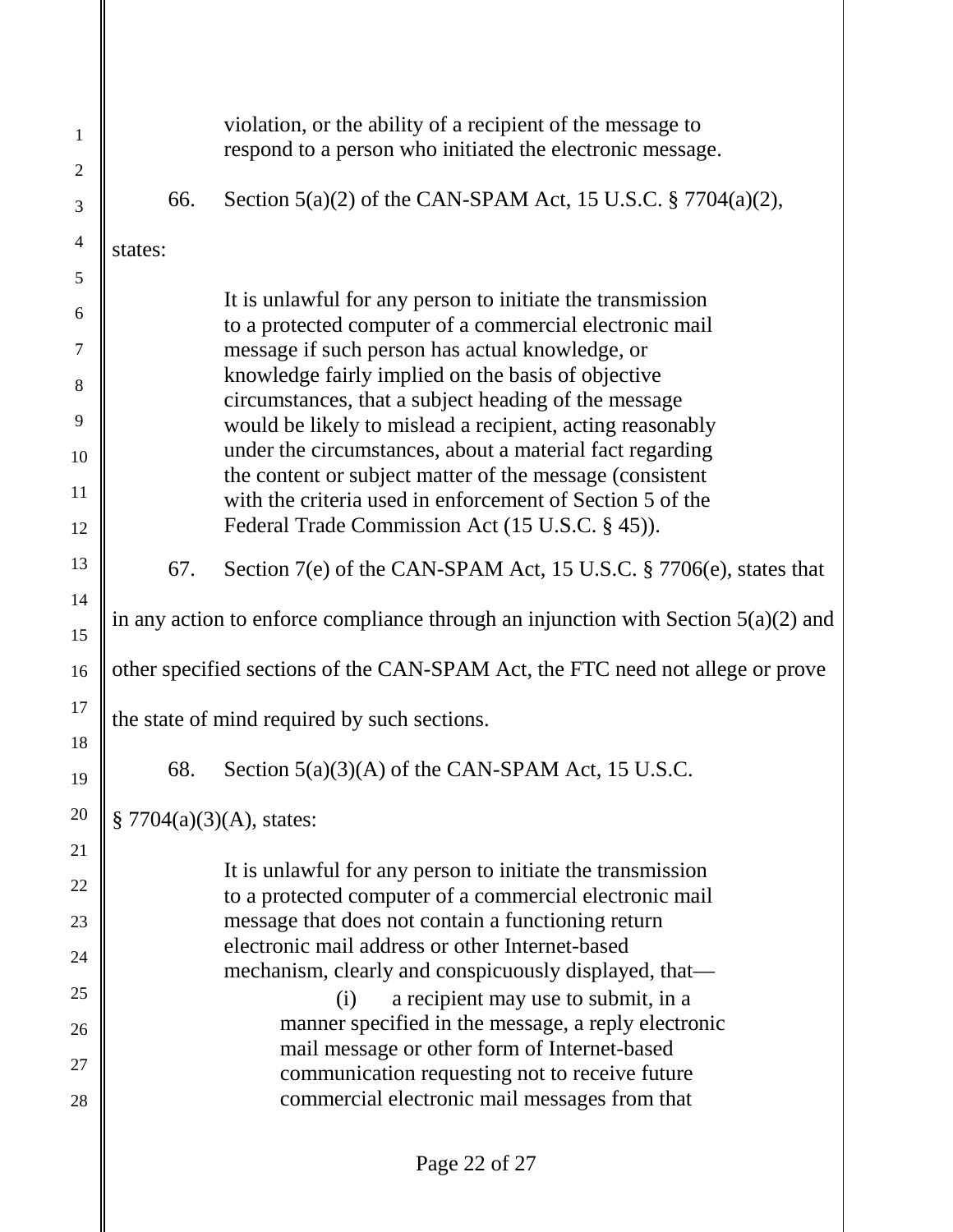> violation, or the ability of a recipient of the message to respond to a person who initiated the electronic message.

66. Section 5(a)(2) of the CAN-SPAM Act, 15 U.S.C. § 7704(a)(2), states:

> It is unlawful for any person to initiate the transmission to a protected computer of a commercial electronic mail message if such person has actual knowledge, or knowledge fairly implied on the basis of objective circumstances, that a subject heading of the message would be likely to mislead a recipient, acting reasonably under the circumstances, about a material fact regarding the content or subject matter of the message (consistent with the criteria used in enforcement of Section 5 of the Federal Trade Commission Act (15 U.S.C. § 45)).

67. Section 7(e) of the CAN-SPAM Act, 15 U.S.C. § 7706(e), states that in any action to enforce compliance through an injunction with Section 5(a)(2) and other specified sections of the CAN-SPAM Act, the FTC need not allege or prove the state of mind required by such sections.

68. Section 5(a)(3)(A) of the CAN-SPAM Act, 15 U.S.C. § 7704(a)(3)(A), states:

> It is unlawful for any person to initiate the transmission to a protected computer of a commercial electronic mail message that does not contain a functioning return electronic mail address or other Internet-based mechanism, clearly and conspicuously displayed, that—
>
> > (i) a recipient may use to submit, in a manner specified in the message, a reply electronic mail message or other form of Internet-based communication requesting not to receive future commercial electronic mail messages from that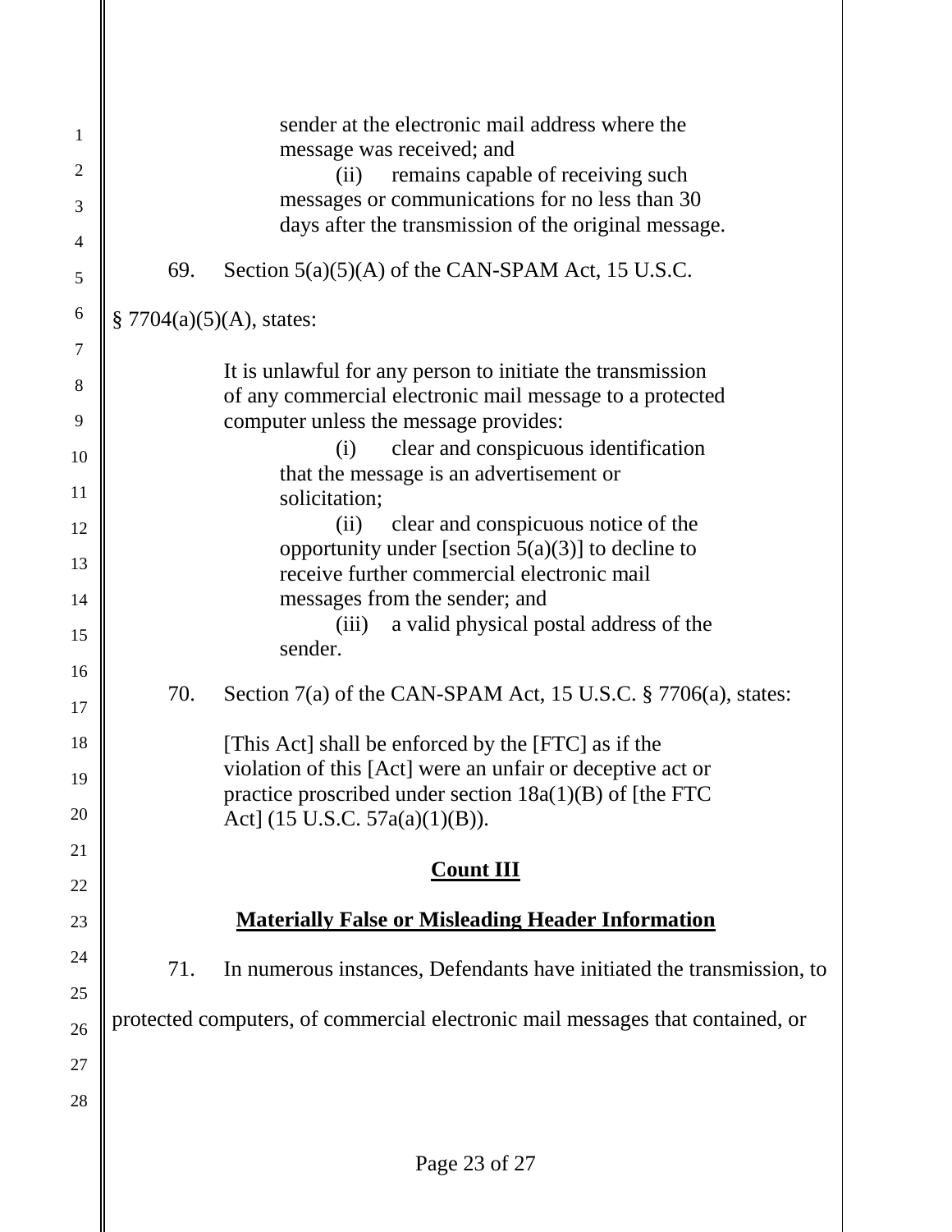> sender at the electronic mail address where the message was received; and
>
> (ii) remains capable of receiving such messages or communications for no less than 30 days after the transmission of the original message.

69. Section 5(a)(5)(A) of the CAN-SPAM Act, 15 U.S.C. § 7704(a)(5)(A), states:

> It is unlawful for any person to initiate the transmission of any commercial electronic mail message to a protected computer unless the message provides:
>
> (i) clear and conspicuous identification that the message is an advertisement or solicitation;
>
> (ii) clear and conspicuous notice of the opportunity under [section 5(a)(3)] to decline to receive further commercial electronic mail messages from the sender; and
>
> (iii) a valid physical postal address of the sender.

70. Section 7(a) of the CAN-SPAM Act, 15 U.S.C. § 7706(a), states:

> [This Act] shall be enforced by the [FTC] as if the violation of this [Act] were an unfair or deceptive act or practice proscribed under section 18a(1)(B) of [the FTC Act] (15 U.S.C. 57a(a)(1)(B)).

## Count III

## Materially False or Misleading Header Information

71. In numerous instances, Defendants have initiated the transmission, to protected computers, of commercial electronic mail messages that contained, or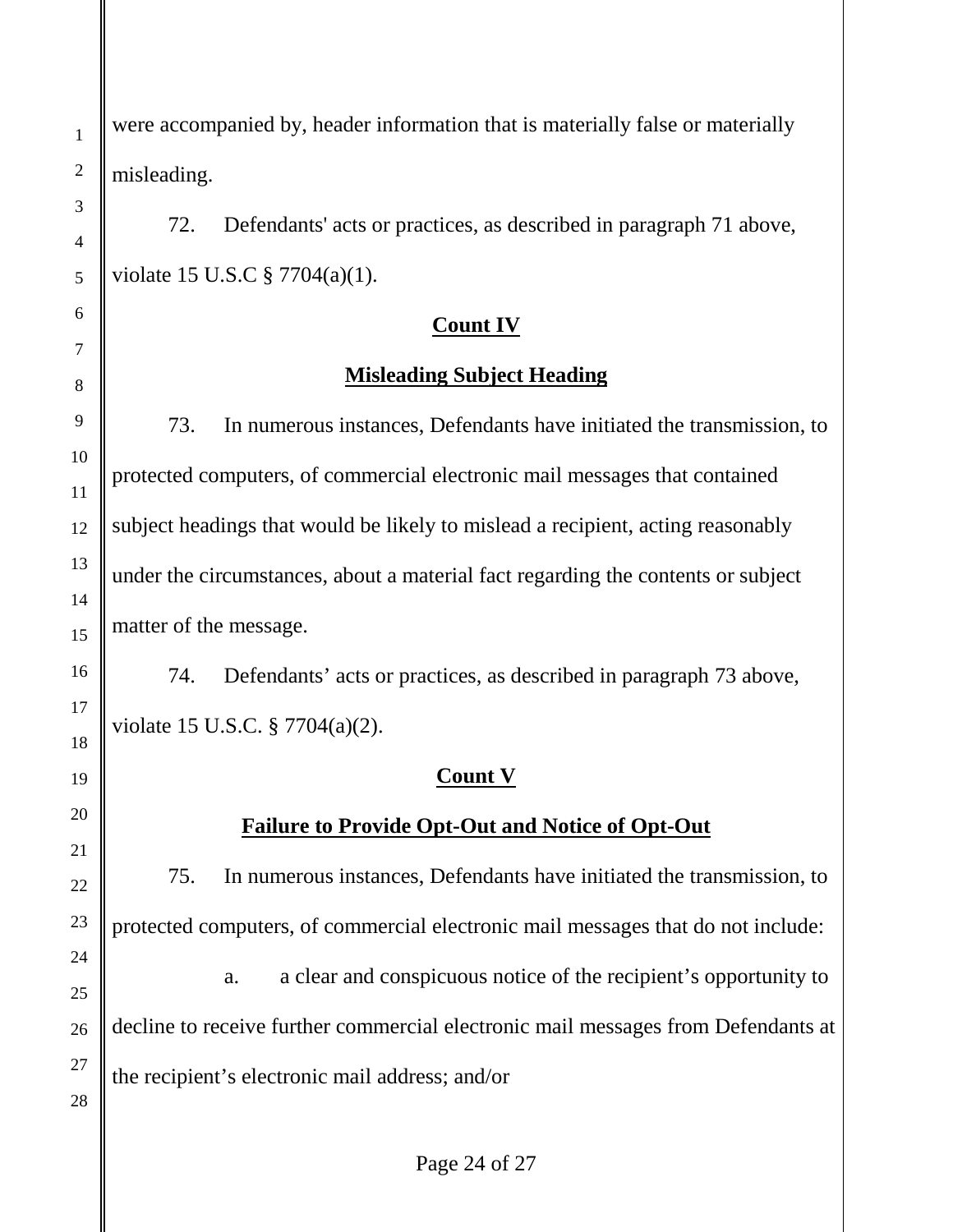were accompanied by, header information that is materially false or materially misleading.

72. Defendants' acts or practices, as described in paragraph 71 above, violate 15 U.S.C § 7704(a)(1).

**Count IV**

**Misleading Subject Heading**

73. In numerous instances, Defendants have initiated the transmission, to protected computers, of commercial electronic mail messages that contained subject headings that would be likely to mislead a recipient, acting reasonably under the circumstances, about a material fact regarding the contents or subject matter of the message.

74. Defendants’ acts or practices, as described in paragraph 73 above, violate 15 U.S.C. § 7704(a)(2).

**Count V**

**Failure to Provide Opt-Out and Notice of Opt-Out**

75. In numerous instances, Defendants have initiated the transmission, to protected computers, of commercial electronic mail messages that do not include:

a. a clear and conspicuous notice of the recipient’s opportunity to decline to receive further commercial electronic mail messages from Defendants at the recipient’s electronic mail address; and/or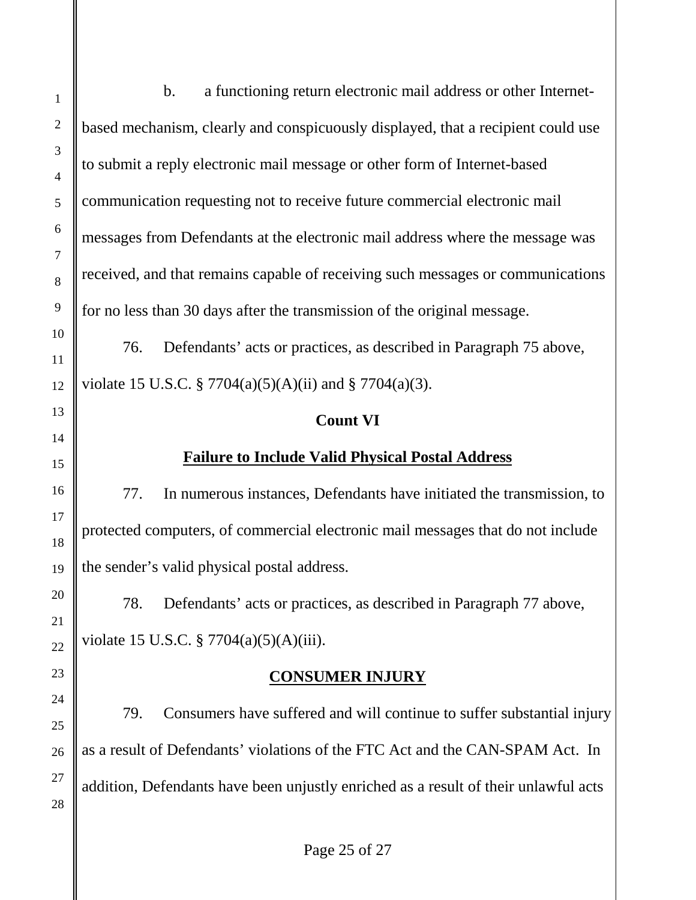b. a functioning return electronic mail address or other Internet-based mechanism, clearly and conspicuously displayed, that a recipient could use to submit a reply electronic mail message or other form of Internet-based communication requesting not to receive future commercial electronic mail messages from Defendants at the electronic mail address where the message was received, and that remains capable of receiving such messages or communications for no less than 30 days after the transmission of the original message.

76. Defendants' acts or practices, as described in Paragraph 75 above, violate 15 U.S.C. § 7704(a)(5)(A)(ii) and § 7704(a)(3).

**Count VI**

**Failure to Include Valid Physical Postal Address**

77. In numerous instances, Defendants have initiated the transmission, to protected computers, of commercial electronic mail messages that do not include the sender's valid physical postal address.

78. Defendants' acts or practices, as described in Paragraph 77 above, violate 15 U.S.C. § 7704(a)(5)(A)(iii).

**CONSUMER INJURY**

79. Consumers have suffered and will continue to suffer substantial injury as a result of Defendants' violations of the FTC Act and the CAN-SPAM Act. In addition, Defendants have been unjustly enriched as a result of their unlawful acts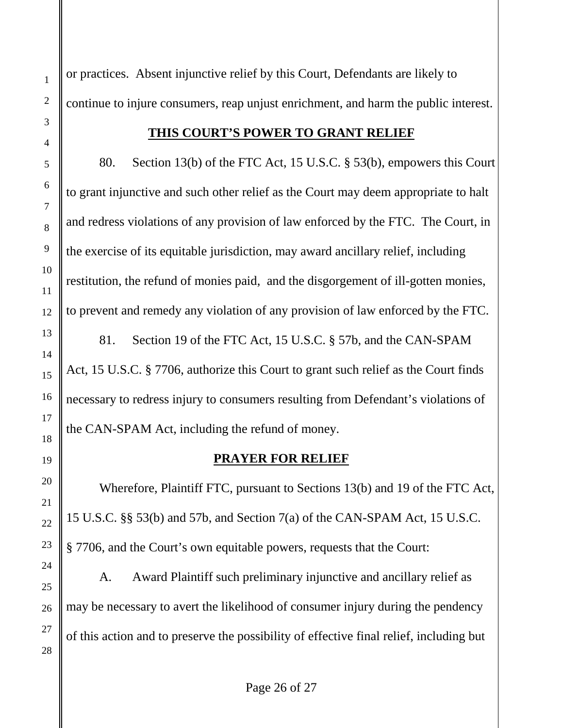or practices. Absent injunctive relief by this Court, Defendants are likely to continue to injure consumers, reap unjust enrichment, and harm the public interest.

## THIS COURT'S POWER TO GRANT RELIEF

80. Section 13(b) of the FTC Act, 15 U.S.C. § 53(b), empowers this Court to grant injunctive and such other relief as the Court may deem appropriate to halt and redress violations of any provision of law enforced by the FTC. The Court, in the exercise of its equitable jurisdiction, may award ancillary relief, including restitution, the refund of monies paid, and the disgorgement of ill-gotten monies, to prevent and remedy any violation of any provision of law enforced by the FTC.

81. Section 19 of the FTC Act, 15 U.S.C. § 57b, and the CAN-SPAM Act, 15 U.S.C. § 7706, authorize this Court to grant such relief as the Court finds necessary to redress injury to consumers resulting from Defendant's violations of the CAN-SPAM Act, including the refund of money.

## PRAYER FOR RELIEF

Wherefore, Plaintiff FTC, pursuant to Sections 13(b) and 19 of the FTC Act, 15 U.S.C. §§ 53(b) and 57b, and Section 7(a) of the CAN-SPAM Act, 15 U.S.C. § 7706, and the Court's own equitable powers, requests that the Court:

A. Award Plaintiff such preliminary injunctive and ancillary relief as may be necessary to avert the likelihood of consumer injury during the pendency of this action and to preserve the possibility of effective final relief, including but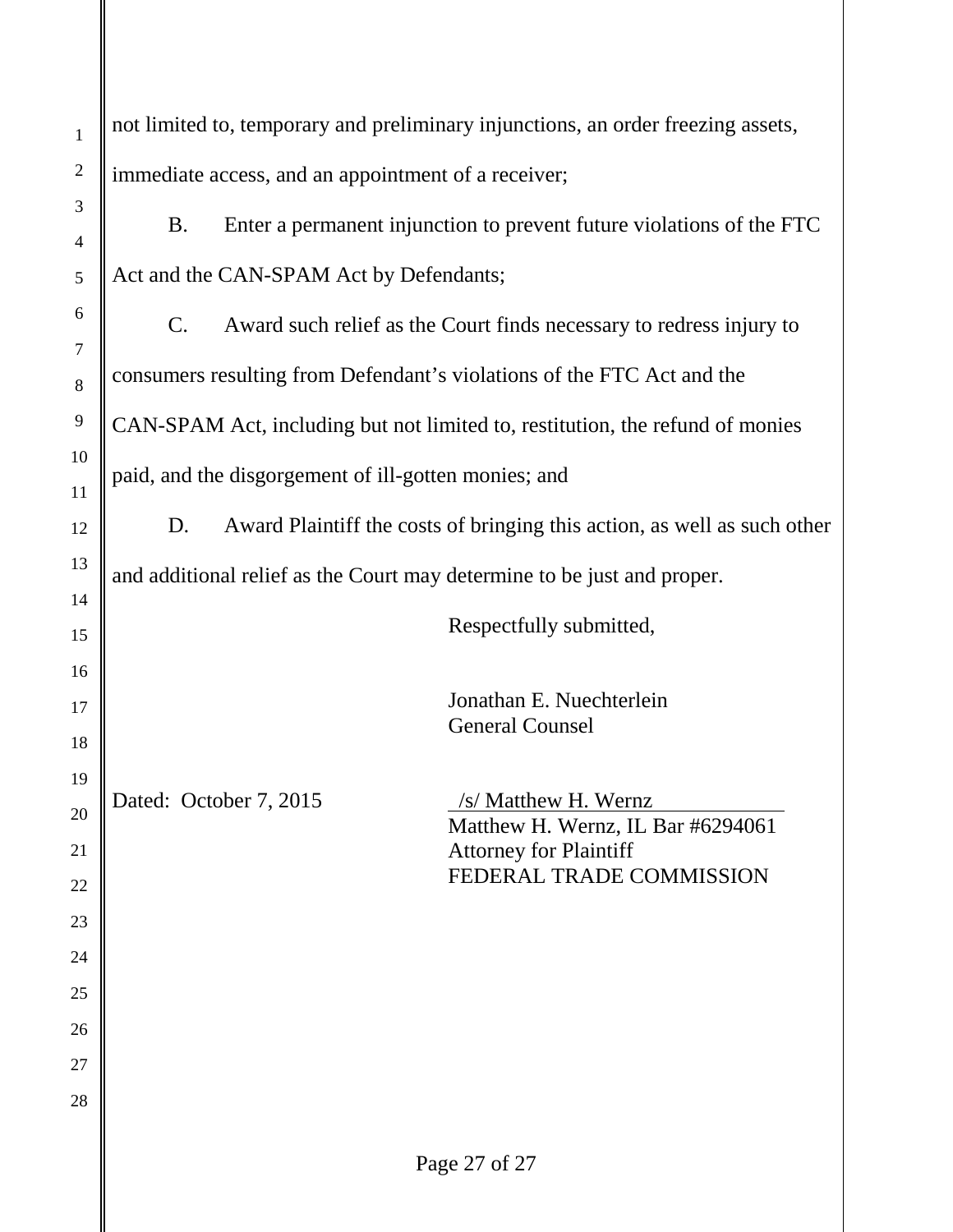not limited to, temporary and preliminary injunctions, an order freezing assets, immediate access, and an appointment of a receiver;

B. Enter a permanent injunction to prevent future violations of the FTC Act and the CAN-SPAM Act by Defendants;

C. Award such relief as the Court finds necessary to redress injury to consumers resulting from Defendant's violations of the FTC Act and the CAN-SPAM Act, including but not limited to, restitution, the refund of monies paid, and the disgorgement of ill-gotten monies; and

D. Award Plaintiff the costs of bringing this action, as well as such other and additional relief as the Court may determine to be just and proper.

Respectfully submitted,

Jonathan E. Nuechterlein
General Counsel

Dated: October 7, 2015

/s/ Matthew H. Wernz
Matthew H. Wernz, IL Bar #6294061
Attorney for Plaintiff
FEDERAL TRADE COMMISSION